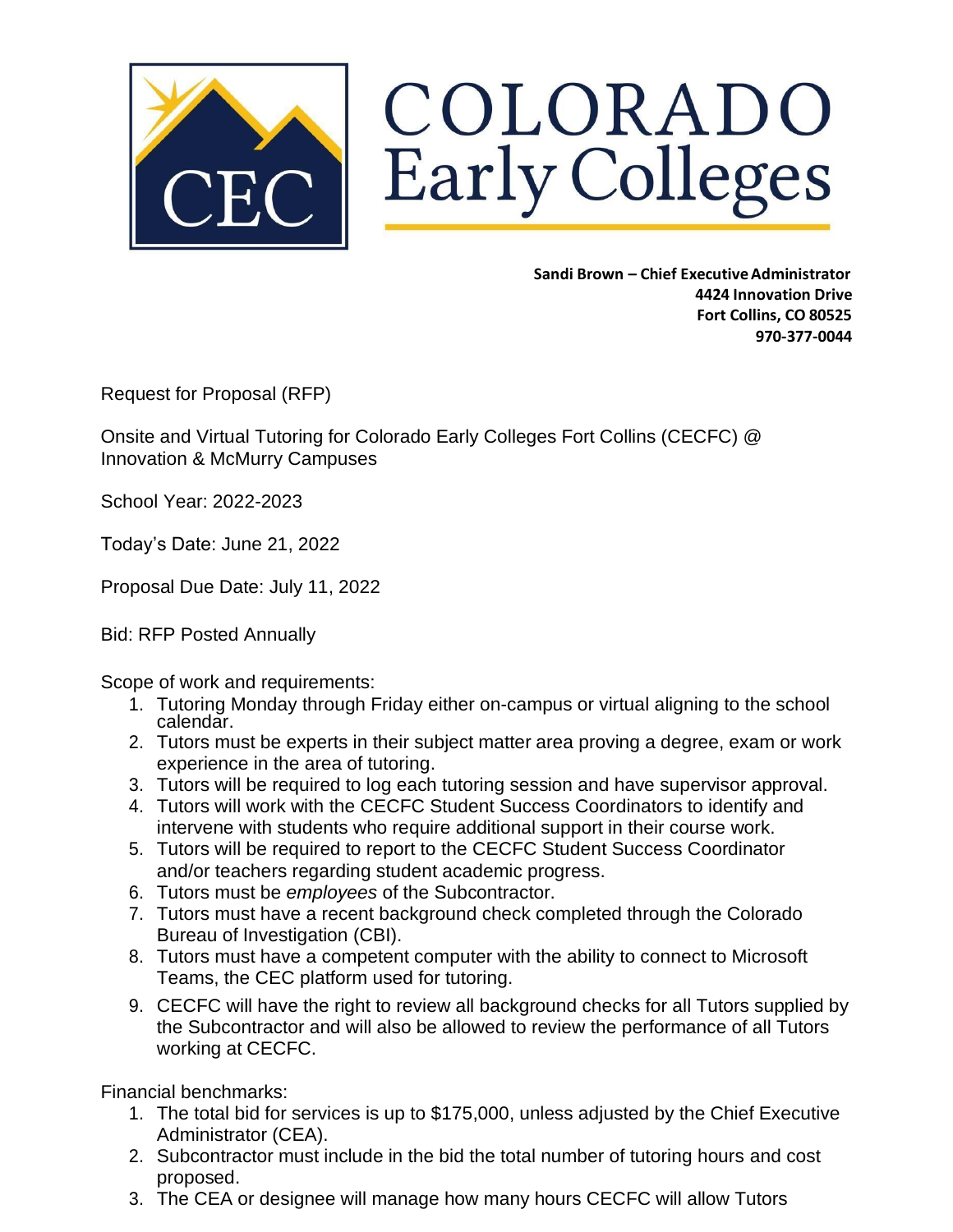# COLORADO Early Colleges

**Sandi Brown – Chief Executive Administrator**
**4424 Innovation Drive**
**Fort Collins, CO 80525**
**970-377-0044**

Request for Proposal (RFP)

Onsite and Virtual Tutoring for Colorado Early Colleges Fort Collins (CECFC) @ Innovation & McMurry Campuses

School Year: 2022-2023

Today's Date: June 21, 2022

Proposal Due Date: July 11, 2022

Bid: RFP Posted Annually

Scope of work and requirements:

1. Tutoring Monday through Friday either on-campus or virtual aligning to the school calendar.
2. Tutors must be experts in their subject matter area proving a degree, exam or work experience in the area of tutoring.
3. Tutors will be required to log each tutoring session and have supervisor approval.
4. Tutors will work with the CECFC Student Success Coordinators to identify and intervene with students who require additional support in their course work.
5. Tutors will be required to report to the CECFC Student Success Coordinator and/or teachers regarding student academic progress.
6. Tutors must be *employees* of the Subcontractor.
7. Tutors must have a recent background check completed through the Colorado Bureau of Investigation (CBI).
8. Tutors must have a competent computer with the ability to connect to Microsoft Teams, the CEC platform used for tutoring.
9. CECFC will have the right to review all background checks for all Tutors supplied by the Subcontractor and will also be allowed to review the performance of all Tutors working at CECFC.

Financial benchmarks:

1. The total bid for services is up to $175,000, unless adjusted by the Chief Executive Administrator (CEA).
2. Subcontractor must include in the bid the total number of tutoring hours and cost proposed.
3. The CEA or designee will manage how many hours CECFC will allow Tutors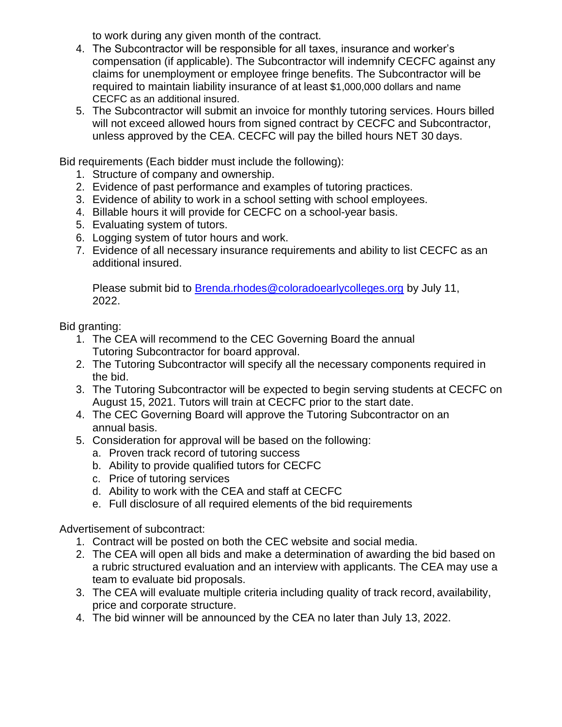to work during any given month of the contract.

4. The Subcontractor will be responsible for all taxes, insurance and worker's compensation (if applicable). The Subcontractor will indemnify CECFC against any claims for unemployment or employee fringe benefits. The Subcontractor will be required to maintain liability insurance of at least $1,000,000 dollars and name CECFC as an additional insured.
5. The Subcontractor will submit an invoice for monthly tutoring services. Hours billed will not exceed allowed hours from signed contract by CECFC and Subcontractor, unless approved by the CEA. CECFC will pay the billed hours NET 30 days.

Bid requirements (Each bidder must include the following):

1. Structure of company and ownership.
2. Evidence of past performance and examples of tutoring practices.
3. Evidence of ability to work in a school setting with school employees.
4. Billable hours it will provide for CECFC on a school-year basis.
5. Evaluating system of tutors.
6. Logging system of tutor hours and work.
7. Evidence of all necessary insurance requirements and ability to list CECFC as an additional insured.

   Please submit bid to Brenda.rhodes@coloradoearlycolleges.org by July 11, 2022.

Bid granting:

1. The CEA will recommend to the CEC Governing Board the annual Tutoring Subcontractor for board approval.
2. The Tutoring Subcontractor will specify all the necessary components required in the bid.
3. The Tutoring Subcontractor will be expected to begin serving students at CECFC on August 15, 2021. Tutors will train at CECFC prior to the start date.
4. The CEC Governing Board will approve the Tutoring Subcontractor on an annual basis.
5. Consideration for approval will be based on the following:
   a. Proven track record of tutoring success
   b. Ability to provide qualified tutors for CECFC
   c. Price of tutoring services
   d. Ability to work with the CEA and staff at CECFC
   e. Full disclosure of all required elements of the bid requirements

Advertisement of subcontract:

1. Contract will be posted on both the CEC website and social media.
2. The CEA will open all bids and make a determination of awarding the bid based on a rubric structured evaluation and an interview with applicants. The CEA may use a team to evaluate bid proposals.
3. The CEA will evaluate multiple criteria including quality of track record, availability, price and corporate structure.
4. The bid winner will be announced by the CEA no later than July 13, 2022.